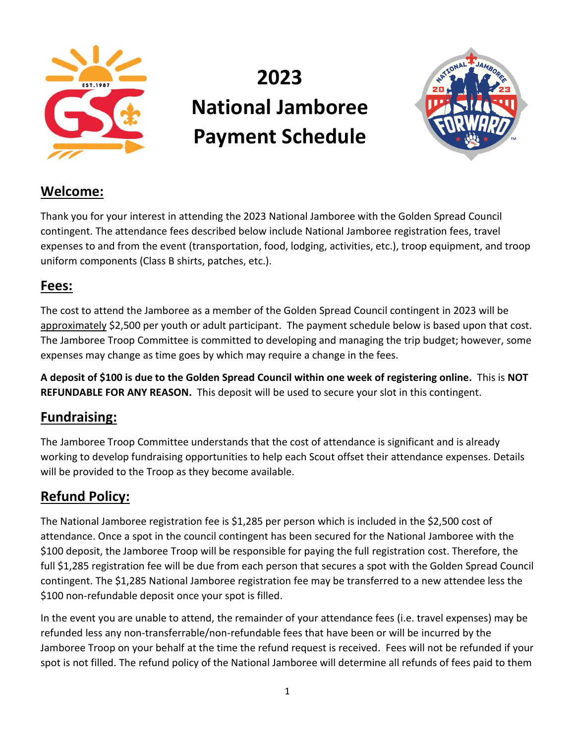# 2023 National Jamboree Payment Schedule

## Welcome:

Thank you for your interest in attending the 2023 National Jamboree with the Golden Spread Council contingent. The attendance fees described below include National Jamboree registration fees, travel expenses to and from the event (transportation, food, lodging, activities, etc.), troop equipment, and troop uniform components (Class B shirts, patches, etc.).

## Fees:

The cost to attend the Jamboree as a member of the Golden Spread Council contingent in 2023 will be approximately $2,500 per youth or adult participant. The payment schedule below is based upon that cost. The Jamboree Troop Committee is committed to developing and managing the trip budget; however, some expenses may change as time goes by which may require a change in the fees.

**A deposit of $100 is due to the Golden Spread Council within one week of registering online.** This is **NOT REFUNDABLE FOR ANY REASON.** This deposit will be used to secure your slot in this contingent.

## Fundraising:

The Jamboree Troop Committee understands that the cost of attendance is significant and is already working to develop fundraising opportunities to help each Scout offset their attendance expenses. Details will be provided to the Troop as they become available.

## Refund Policy:

The National Jamboree registration fee is $1,285 per person which is included in the $2,500 cost of attendance. Once a spot in the council contingent has been secured for the National Jamboree with the $100 deposit, the Jamboree Troop will be responsible for paying the full registration cost. Therefore, the full $1,285 registration fee will be due from each person that secures a spot with the Golden Spread Council contingent. The $1,285 National Jamboree registration fee may be transferred to a new attendee less the $100 non-refundable deposit once your spot is filled.

In the event you are unable to attend, the remainder of your attendance fees (i.e. travel expenses) may be refunded less any non-transferrable/non-refundable fees that have been or will be incurred by the Jamboree Troop on your behalf at the time the refund request is received. Fees will not be refunded if your spot is not filled. The refund policy of the National Jamboree will determine all refunds of fees paid to them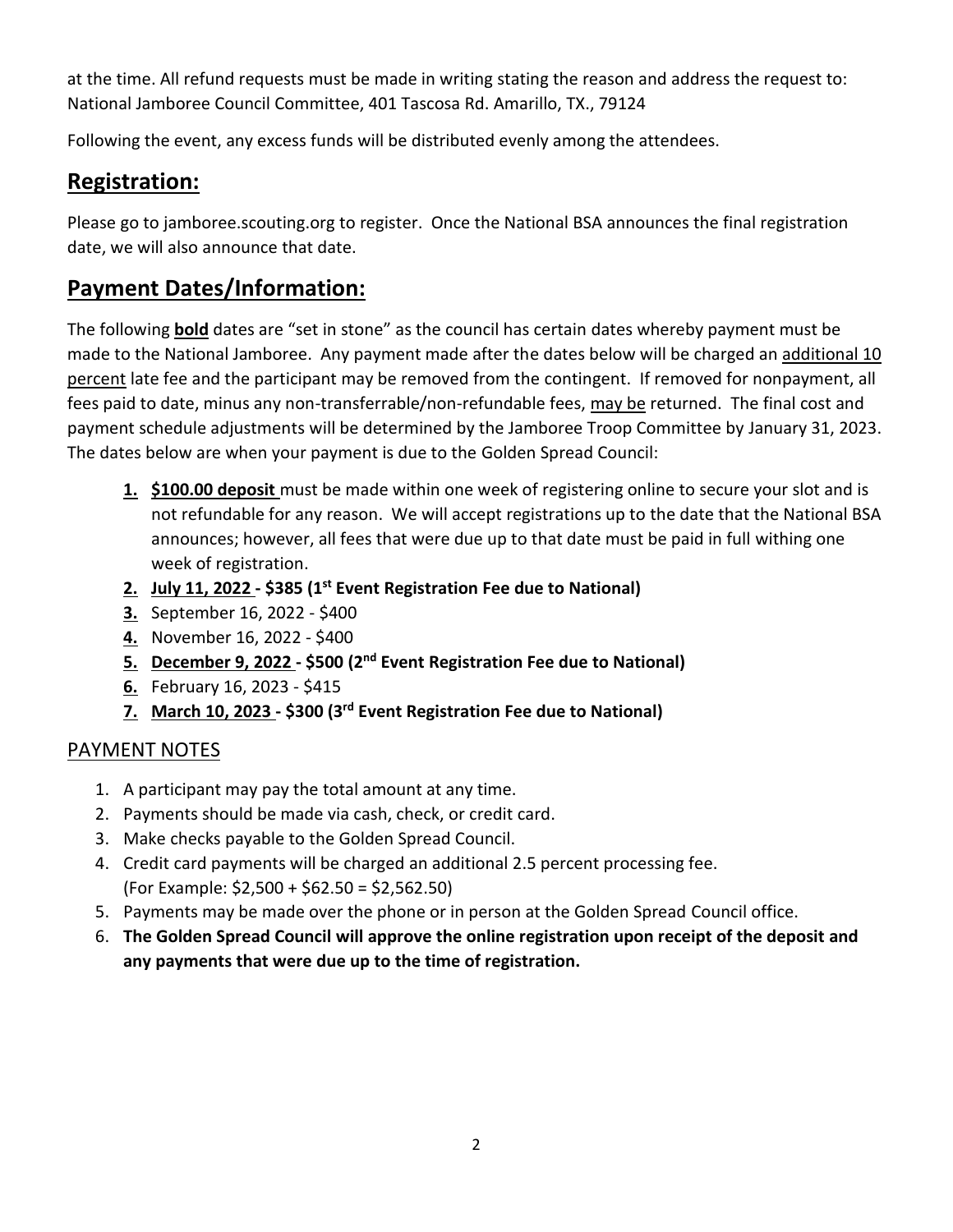at the time. All refund requests must be made in writing stating the reason and address the request to: National Jamboree Council Committee, 401 Tascosa Rd. Amarillo, TX., 79124

Following the event, any excess funds will be distributed evenly among the attendees.

## Registration:

Please go to jamboree.scouting.org to register. Once the National BSA announces the final registration date, we will also announce that date.

## Payment Dates/Information:

The following **bold** dates are "set in stone" as the council has certain dates whereby payment must be made to the National Jamboree. Any payment made after the dates below will be charged an additional 10 percent late fee and the participant may be removed from the contingent. If removed for nonpayment, all fees paid to date, minus any non-transferrable/non-refundable fees, may be returned. The final cost and payment schedule adjustments will be determined by the Jamboree Troop Committee by January 31, 2023. The dates below are when your payment is due to the Golden Spread Council:

1. **$100.00 deposit** must be made within one week of registering online to secure your slot and is not refundable for any reason. We will accept registrations up to the date that the National BSA announces; however, all fees that were due up to that date must be paid in full withing one week of registration.
2. **July 11, 2022 - $385 (1st Event Registration Fee due to National)**
3. September 16, 2022 - $400
4. November 16, 2022 - $400
5. **December 9, 2022 - $500 (2nd Event Registration Fee due to National)**
6. February 16, 2023 - $415
7. **March 10, 2023 - $300 (3rd Event Registration Fee due to National)**

### PAYMENT NOTES

1. A participant may pay the total amount at any time.
2. Payments should be made via cash, check, or credit card.
3. Make checks payable to the Golden Spread Council.
4. Credit card payments will be charged an additional 2.5 percent processing fee. (For Example: $2,500 + $62.50 = $2,562.50)
5. Payments may be made over the phone or in person at the Golden Spread Council office.
6. **The Golden Spread Council will approve the online registration upon receipt of the deposit and any payments that were due up to the time of registration.**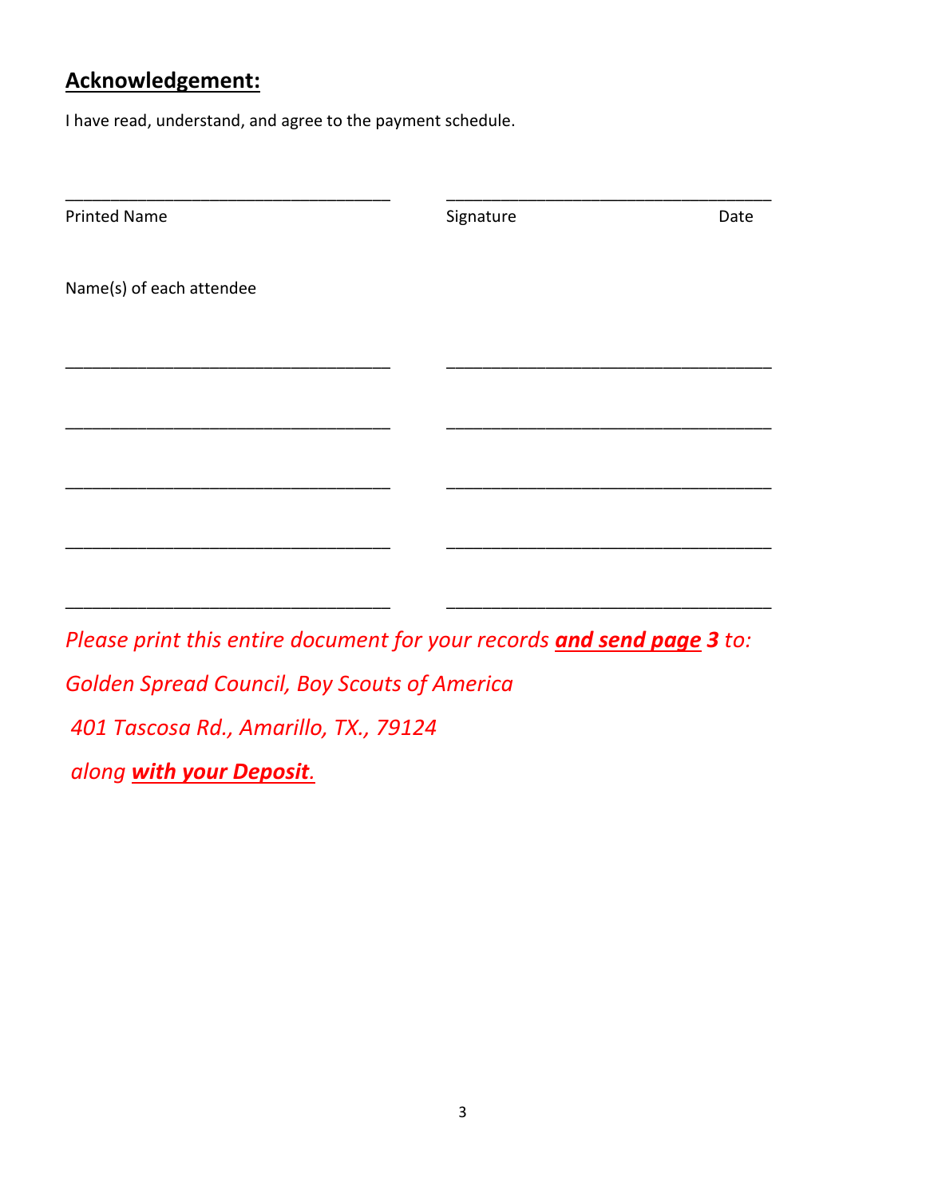## **Acknowledgement:**

I have read, understand, and agree to the payment schedule.

\_\_\_\_\_\_\_\_\_\_\_\_\_\_\_\_\_\_\_\_\_\_\_\_\_\_\_\_\_\_\_\_\_\_\_ \_\_\_\_\_\_\_\_\_\_\_\_\_\_\_\_\_\_\_\_\_\_\_\_\_\_\_\_\_\_\_\_\_\_\_

Printed Name Signature Date

Name(s) of each attendee

\_\_\_\_\_\_\_\_\_\_\_\_\_\_\_\_\_\_\_\_\_\_\_\_\_\_\_\_\_\_\_\_\_\_\_ \_\_\_\_\_\_\_\_\_\_\_\_\_\_\_\_\_\_\_\_\_\_\_\_\_\_\_\_\_\_\_\_\_\_\_

\_\_\_\_\_\_\_\_\_\_\_\_\_\_\_\_\_\_\_\_\_\_\_\_\_\_\_\_\_\_\_\_\_\_\_ \_\_\_\_\_\_\_\_\_\_\_\_\_\_\_\_\_\_\_\_\_\_\_\_\_\_\_\_\_\_\_\_\_\_\_

\_\_\_\_\_\_\_\_\_\_\_\_\_\_\_\_\_\_\_\_\_\_\_\_\_\_\_\_\_\_\_\_\_\_\_ \_\_\_\_\_\_\_\_\_\_\_\_\_\_\_\_\_\_\_\_\_\_\_\_\_\_\_\_\_\_\_\_\_\_\_

\_\_\_\_\_\_\_\_\_\_\_\_\_\_\_\_\_\_\_\_\_\_\_\_\_\_\_\_\_\_\_\_\_\_\_ \_\_\_\_\_\_\_\_\_\_\_\_\_\_\_\_\_\_\_\_\_\_\_\_\_\_\_\_\_\_\_\_\_\_\_

\_\_\_\_\_\_\_\_\_\_\_\_\_\_\_\_\_\_\_\_\_\_\_\_\_\_\_\_\_\_\_\_\_\_\_ \_\_\_\_\_\_\_\_\_\_\_\_\_\_\_\_\_\_\_\_\_\_\_\_\_\_\_\_\_\_\_\_\_\_\_

*Please print this entire document for your records* ***and send page 3*** *to:*

*Golden Spread Council, Boy Scouts of America*

*401 Tascosa Rd., Amarillo, TX., 79124*

*along* ***with your Deposit****.*